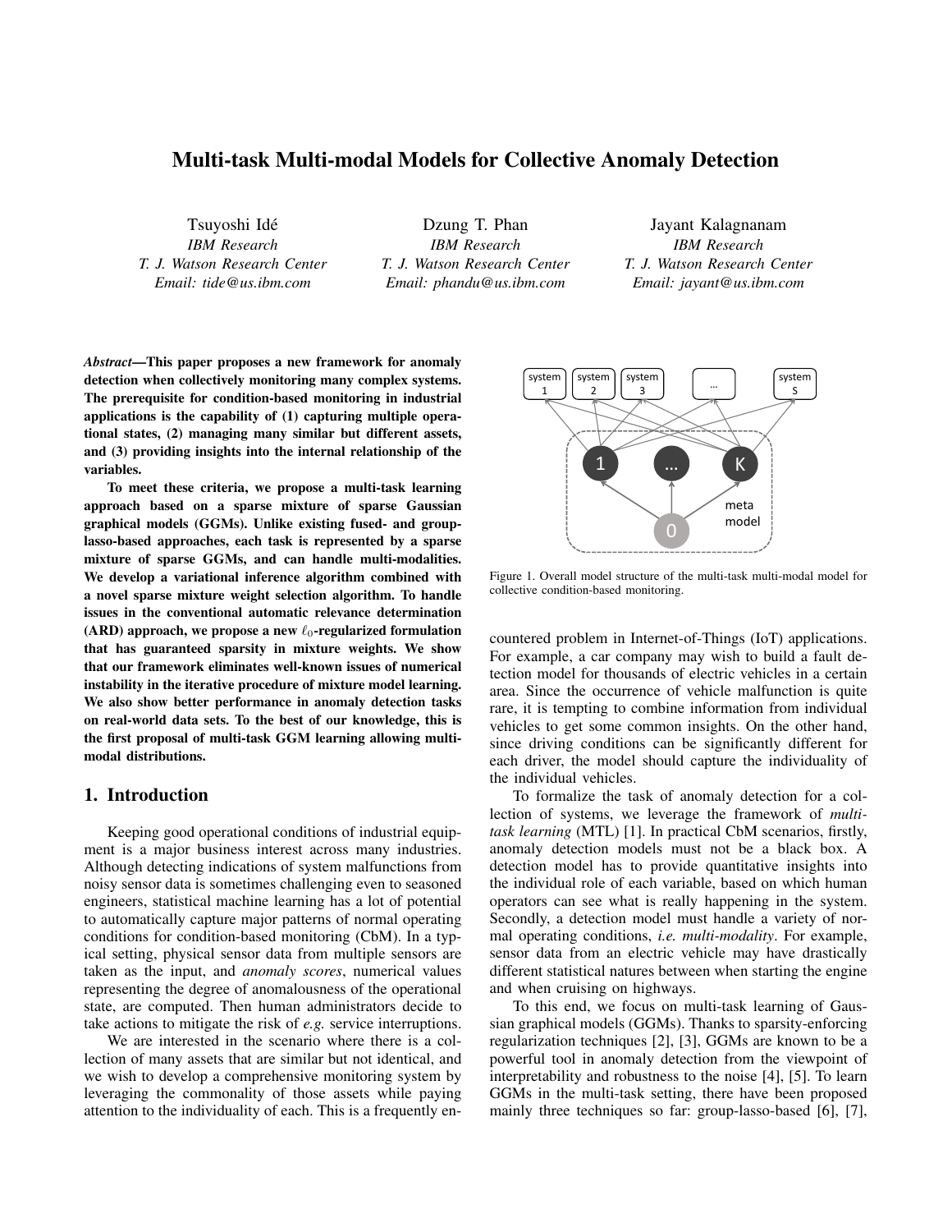# Multi-task Multi-modal Models for Collective Anomaly Detection

Tsuyoshi Idé
*IBM Research*
*T. J. Watson Research Center*
*Email: tide@us.ibm.com*

Dzung T. Phan
*IBM Research*
*T. J. Watson Research Center*
*Email: phandu@us.ibm.com*

Jayant Kalagnanam
*IBM Research*
*T. J. Watson Research Center*
*Email: jayant@us.ibm.com*

***Abstract*—This paper proposes a new framework for anomaly detection when collectively monitoring many complex systems. The prerequisite for condition-based monitoring in industrial applications is the capability of (1) capturing multiple operational states, (2) managing many similar but different assets, and (3) providing insights into the internal relationship of the variables.**

**To meet these criteria, we propose a multi-task learning approach based on a sparse mixture of sparse Gaussian graphical models (GGMs). Unlike existing fused- and group-lasso-based approaches, each task is represented by a sparse mixture of sparse GGMs, and can handle multi-modalities. We develop a variational inference algorithm combined with a novel sparse mixture weight selection algorithm. To handle issues in the conventional automatic relevance determination (ARD) approach, we propose a new $\ell_0$-regularized formulation that has guaranteed sparsity in mixture weights. We show that our framework eliminates well-known issues of numerical instability in the iterative procedure of mixture model learning. We also show better performance in anomaly detection tasks on real-world data sets. To the best of our knowledge, this is the first proposal of multi-task GGM learning allowing multi-modal distributions.**

## 1. Introduction

Keeping good operational conditions of industrial equipment is a major business interest across many industries. Although detecting indications of system malfunctions from noisy sensor data is sometimes challenging even to seasoned engineers, statistical machine learning has a lot of potential to automatically capture major patterns of normal operating conditions for condition-based monitoring (CbM). In a typical setting, physical sensor data from multiple sensors are taken as the input, and *anomaly scores*, numerical values representing the degree of anomalousness of the operational state, are computed. Then human administrators decide to take actions to mitigate the risk of *e.g.* service interruptions.

We are interested in the scenario where there is a collection of many assets that are similar but not identical, and we wish to develop a comprehensive monitoring system by leveraging the commonality of those assets while paying attention to the individuality of each. This is a frequently encountered problem in Internet-of-Things (IoT) applications. For example, a car company may wish to build a fault detection model for thousands of electric vehicles in a certain area. Since the occurrence of vehicle malfunction is quite rare, it is tempting to combine information from individual vehicles to get some common insights. On the other hand, since driving conditions can be significantly different for each driver, the model should capture the individuality of the individual vehicles.

system 1
system 2
system 3
...
system S
1
...
K
meta model
0

Figure 1. Overall model structure of the multi-task multi-modal model for collective condition-based monitoring.

To formalize the task of anomaly detection for a collection of systems, we leverage the framework of *multi-task learning* (MTL) [1]. In practical CbM scenarios, firstly, anomaly detection models must not be a black box. A detection model has to provide quantitative insights into the individual role of each variable, based on which human operators can see what is really happening in the system. Secondly, a detection model must handle a variety of normal operating conditions, *i.e. multi-modality*. For example, sensor data from an electric vehicle may have drastically different statistical natures between when starting the engine and when cruising on highways.

To this end, we focus on multi-task learning of Gaussian graphical models (GGMs). Thanks to sparsity-enforcing regularization techniques [2], [3], GGMs are known to be a powerful tool in anomaly detection from the viewpoint of interpretability and robustness to the noise [4], [5]. To learn GGMs in the multi-task setting, there have been proposed mainly three techniques so far: group-lasso-based [6], [7],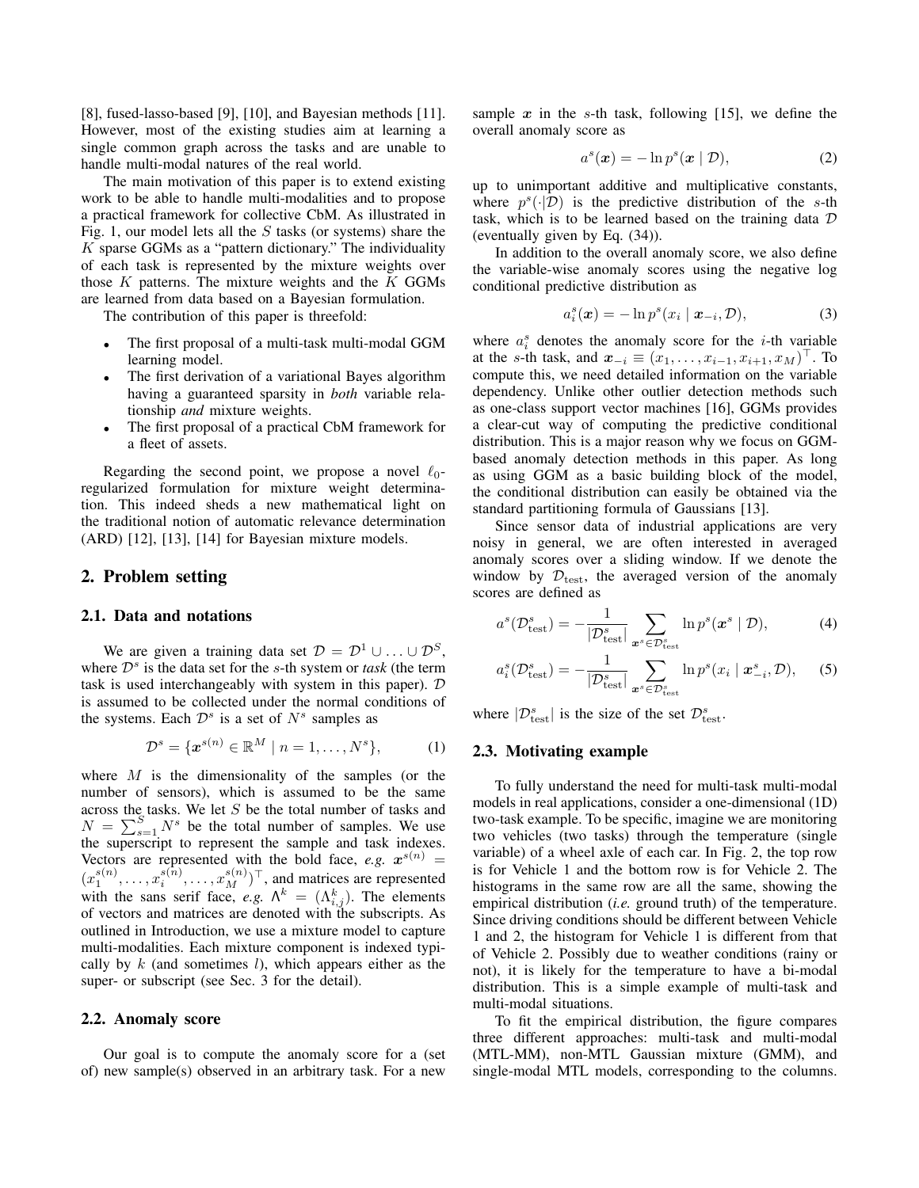[8], fused-lasso-based [9], [10], and Bayesian methods [11]. However, most of the existing studies aim at learning a single common graph across the tasks and are unable to handle multi-modal natures of the real world.

The main motivation of this paper is to extend existing work to be able to handle multi-modalities and to propose a practical framework for collective CbM. As illustrated in Fig. 1, our model lets all the $S$ tasks (or systems) share the $K$ sparse GGMs as a "pattern dictionary." The individuality of each task is represented by the mixture weights over those $K$ patterns. The mixture weights and the $K$ GGMs are learned from data based on a Bayesian formulation.

The contribution of this paper is threefold:

- The first proposal of a multi-task multi-modal GGM learning model.
- The first derivation of a variational Bayes algorithm having a guaranteed sparsity in *both* variable relationship *and* mixture weights.
- The first proposal of a practical CbM framework for a fleet of assets.

Regarding the second point, we propose a novel $\ell_0$-regularized formulation for mixture weight determination. This indeed sheds a new mathematical light on the traditional notion of automatic relevance determination (ARD) [12], [13], [14] for Bayesian mixture models.

## 2. Problem setting

### 2.1. Data and notations

We are given a training data set $\mathcal{D} = \mathcal{D}^1 \cup \ldots \cup \mathcal{D}^S$, where $\mathcal{D}^s$ is the data set for the $s$-th system or *task* (the term task is used interchangeably with system in this paper). $\mathcal{D}$ is assumed to be collected under the normal conditions of the systems. Each $\mathcal{D}^s$ is a set of $N^s$ samples as

$$\mathcal{D}^s = \{\boldsymbol{x}^{s(n)} \in \mathbb{R}^M \mid n = 1, \ldots, N^s\}, \tag{1}$$

where $M$ is the dimensionality of the samples (or the number of sensors), which is assumed to be the same across the tasks. We let $S$ be the total number of tasks and $N = \sum_{s=1}^{S} N^s$ be the total number of samples. We use the superscript to represent the sample and task indexes. Vectors are represented with the bold face, *e.g.* $\boldsymbol{x}^{s(n)} = (x_1^{s(n)}, \ldots, x_i^{s(n)}, \ldots, x_M^{s(n)})^\top$, and matrices are represented with the sans serif face, *e.g.* $\mathsf{\Lambda}^k = (\Lambda_{i,j}^k)$. The elements of vectors and matrices are denoted with the subscripts. As outlined in Introduction, we use a mixture model to capture multi-modalities. Each mixture component is indexed typically by $k$ (and sometimes $l$), which appears either as the super- or subscript (see Sec. 3 for the detail).

### 2.2. Anomaly score

Our goal is to compute the anomaly score for a (set of) new sample(s) observed in an arbitrary task. For a new sample $\boldsymbol{x}$ in the $s$-th task, following [15], we define the overall anomaly score as

$$a^s(\boldsymbol{x}) = -\ln p^s(\boldsymbol{x} \mid \mathcal{D}), \tag{2}$$

up to unimportant additive and multiplicative constants, where $p^s(\cdot|\mathcal{D})$ is the predictive distribution of the $s$-th task, which is to be learned based on the training data $\mathcal{D}$ (eventually given by Eq. (34)).

In addition to the overall anomaly score, we also define the variable-wise anomaly scores using the negative log conditional predictive distribution as

$$a_i^s(\boldsymbol{x}) = -\ln p^s(x_i \mid \boldsymbol{x}_{-i}, \mathcal{D}), \tag{3}$$

where $a_i^s$ denotes the anomaly score for the $i$-th variable at the $s$-th task, and $\boldsymbol{x}_{-i} \equiv (x_1, \ldots, x_{i-1}, x_{i+1}, x_M)^\top$. To compute this, we need detailed information on the variable dependency. Unlike other outlier detection methods such as one-class support vector machines [16], GGMs provides a clear-cut way of computing the predictive conditional distribution. This is a major reason why we focus on GGM-based anomaly detection methods in this paper. As long as using GGM as a basic building block of the model, the conditional distribution can easily be obtained via the standard partitioning formula of Gaussians [13].

Since sensor data of industrial applications are very noisy in general, we are often interested in averaged anomaly scores over a sliding window. If we denote the window by $\mathcal{D}_{\text{test}}$, the averaged version of the anomaly scores are defined as

$$a^s(\mathcal{D}_{\text{test}}^s) = -\frac{1}{|\mathcal{D}_{\text{test}}^s|} \sum_{\boldsymbol{x}^s \in \mathcal{D}_{\text{test}}^s} \ln p^s(\boldsymbol{x}^s \mid \mathcal{D}), \tag{4}$$

$$a_i^s(\mathcal{D}_{\text{test}}^s) = -\frac{1}{|\mathcal{D}_{\text{test}}^s|} \sum_{\boldsymbol{x}^s \in \mathcal{D}_{\text{test}}^s} \ln p^s(x_i \mid \boldsymbol{x}_{-i}^s, \mathcal{D}), \tag{5}$$

where $|\mathcal{D}_{\text{test}}^s|$ is the size of the set $\mathcal{D}_{\text{test}}^s$.

### 2.3. Motivating example

To fully understand the need for multi-task multi-modal models in real applications, consider a one-dimensional (1D) two-task example. To be specific, imagine we are monitoring two vehicles (two tasks) through the temperature (single variable) of a wheel axle of each car. In Fig. 2, the top row is for Vehicle 1 and the bottom row is for Vehicle 2. The histograms in the same row are all the same, showing the empirical distribution (*i.e.* ground truth) of the temperature. Since driving conditions should be different between Vehicle 1 and 2, the histogram for Vehicle 1 is different from that of Vehicle 2. Possibly due to weather conditions (rainy or not), it is likely for the temperature to have a bi-modal distribution. This is a simple example of multi-task and multi-modal situations.

To fit the empirical distribution, the figure compares three different approaches: multi-task and multi-modal (MTL-MM), non-MTL Gaussian mixture (GMM), and single-modal MTL models, corresponding to the columns.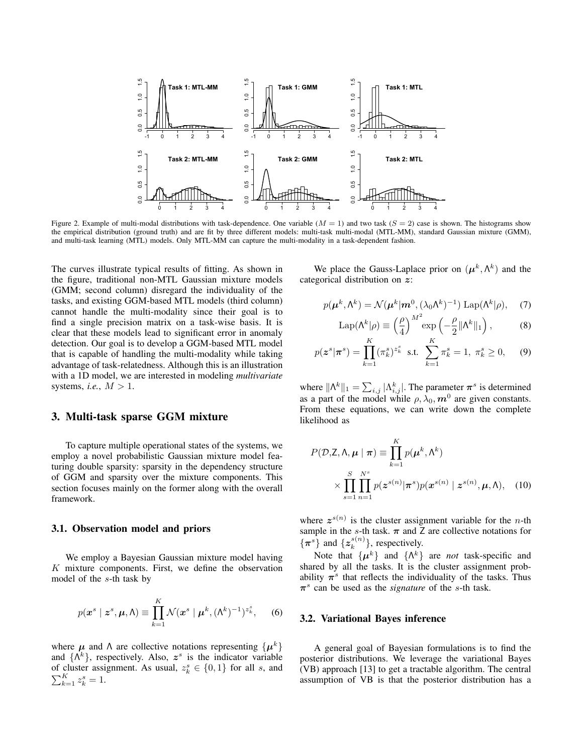Figure 2. Example of multi-modal distributions with task-dependence. One variable ($M = 1$) and two task ($S = 2$) case is shown. The histograms show the empirical distribution (ground truth) and are fit by three different models: multi-task multi-modal (MTL-MM), standard Gaussian mixture (GMM), and multi-task learning (MTL) models. Only MTL-MM can capture the multi-modality in a task-dependent fashion.

The curves illustrate typical results of fitting. As shown in the figure, traditional non-MTL Gaussian mixture models (GMM; second column) disregard the individuality of the tasks, and existing GGM-based MTL models (third column) cannot handle the multi-modality since their goal is to find a single precision matrix on a task-wise basis. It is clear that these models lead to significant error in anomaly detection. Our goal is to develop a GGM-based MTL model that is capable of handling the multi-modality while taking advantage of task-relatedness. Although this is an illustration with a 1D model, we are interested in modeling *multivariate* systems, *i.e.*, $M > 1$.

## 3. Multi-task sparse GGM mixture

To capture multiple operational states of the systems, we employ a novel probabilistic Gaussian mixture model featuring double sparsity: sparsity in the dependency structure of GGM and sparsity over the mixture components. This section focuses mainly on the former along with the overall framework.

### 3.1. Observation model and priors

We employ a Bayesian Gaussian mixture model having $K$ mixture components. First, we define the observation model of the $s$-th task by

$$p(\boldsymbol{x}^s \mid \boldsymbol{z}^s, \boldsymbol{\mu}, \Lambda) \equiv \prod_{k=1}^{K} \mathcal{N}(\boldsymbol{x}^s \mid \boldsymbol{\mu}^k, (\Lambda^k)^{-1})^{z_k^s}, \quad (6)$$

where $\boldsymbol{\mu}$ and $\Lambda$ are collective notations representing $\{\boldsymbol{\mu}^k\}$ and $\{\Lambda^k\}$, respectively. Also, $\boldsymbol{z}^s$ is the indicator variable of cluster assignment. As usual, $z_k^s \in \{0, 1\}$ for all $s$, and $\sum_{k=1}^{K} z_k^s = 1$.

We place the Gauss-Laplace prior on $(\boldsymbol{\mu}^k, \Lambda^k)$ and the categorical distribution on $\boldsymbol{z}$:

$$p(\boldsymbol{\mu}^k, \Lambda^k) = \mathcal{N}(\boldsymbol{\mu}^k | \boldsymbol{m}^0, (\lambda_0 \Lambda^k)^{-1}) \, \mathrm{Lap}(\Lambda^k | \rho), \quad (7)$$

$$\mathrm{Lap}(\Lambda^k | \rho) \equiv \left(\frac{\rho}{4}\right)^{M^2} \exp\left(-\frac{\rho}{2} \|\Lambda^k\|_1\right), \quad (8)$$

$$p(\boldsymbol{z}^s | \boldsymbol{\pi}^s) = \prod_{k=1}^{K} (\pi_k^s)^{z_k^s} \ \text{ s.t. } \ \sum_{k=1}^{K} \pi_k^s = 1, \ \pi_k^s \geq 0, \quad (9)$$

where $\|\Lambda^k\|_1 = \sum_{i,j} |\Lambda_{i,j}^k|$. The parameter $\boldsymbol{\pi}^s$ is determined as a part of the model while $\rho, \lambda_0, \boldsymbol{m}^0$ are given constants. From these equations, we can write down the complete likelihood as

$$P(\mathcal{D}, \mathsf{Z}, \Lambda, \boldsymbol{\mu} \mid \boldsymbol{\pi}) \equiv \prod_{k=1}^{K} p(\boldsymbol{\mu}^k, \Lambda^k) \times \prod_{s=1}^{S} \prod_{n=1}^{N^s} p(\boldsymbol{z}^{s(n)} | \boldsymbol{\pi}^s) p(\boldsymbol{x}^{s(n)} \mid \boldsymbol{z}^{s(n)}, \boldsymbol{\mu}, \Lambda), \quad (10)$$

where $\boldsymbol{z}^{s(n)}$ is the cluster assignment variable for the $n$-th sample in the $s$-th task. $\boldsymbol{\pi}$ and $\mathsf{Z}$ are collective notations for $\{\boldsymbol{\pi}^s\}$ and $\{z_k^{s(n)}\}$, respectively.

Note that $\{\boldsymbol{\mu}^k\}$ and $\{\Lambda^k\}$ are *not* task-specific and shared by all the tasks. It is the cluster assignment probability $\boldsymbol{\pi}^s$ that reflects the individuality of the tasks. Thus $\boldsymbol{\pi}^s$ can be used as the *signature* of the $s$-th task.

### 3.2. Variational Bayes inference

A general goal of Bayesian formulations is to find the posterior distributions. We leverage the variational Bayes (VB) approach [13] to get a tractable algorithm. The central assumption of VB is that the posterior distribution has a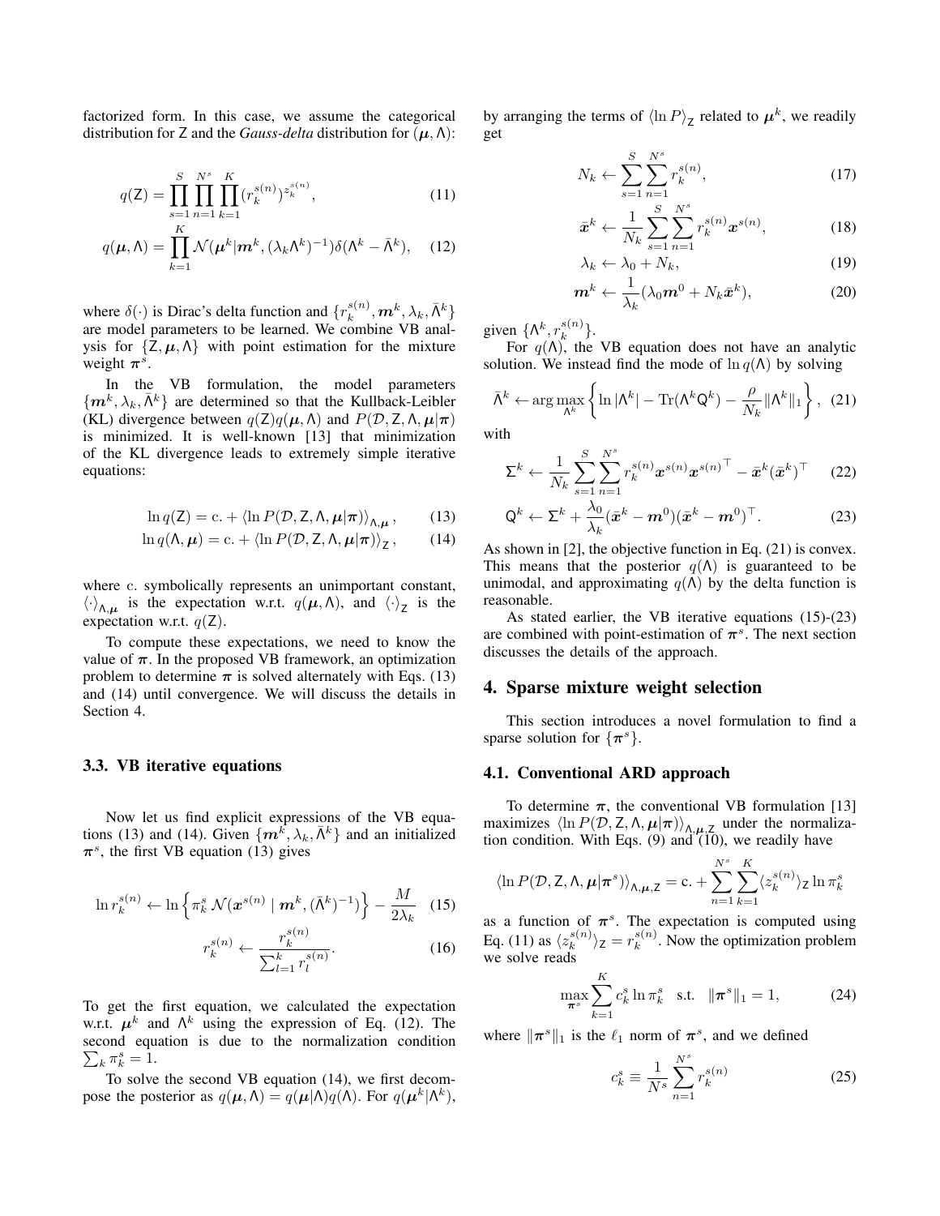factorized form. In this case, we assume the categorical distribution for $\mathsf{Z}$ and the *Gauss-delta* distribution for $(\boldsymbol{\mu}, \mathsf{\Lambda})$:

$$q(\mathsf{Z}) = \prod_{s=1}^{S} \prod_{n=1}^{N^s} \prod_{k=1}^{K} (r_k^{s(n)})^{z_k^{s(n)}}, \tag{11}$$

$$q(\boldsymbol{\mu}, \mathsf{\Lambda}) = \prod_{k=1}^{K} \mathcal{N}(\boldsymbol{\mu}^k | \boldsymbol{m}^k, (\lambda_k \mathsf{\Lambda}^k)^{-1}) \delta(\mathsf{\Lambda}^k - \bar{\mathsf{\Lambda}}^k), \tag{12}$$

where $\delta(\cdot)$ is Dirac's delta function and $\{r_k^{s(n)}, \boldsymbol{m}^k, \lambda_k, \bar{\mathsf{\Lambda}}^k\}$ are model parameters to be learned. We combine VB analysis for $\{\mathsf{Z}, \boldsymbol{\mu}, \mathsf{\Lambda}\}$ with point estimation for the mixture weight $\boldsymbol{\pi}^s$.

In the VB formulation, the model parameters $\{\boldsymbol{m}^k, \lambda_k, \bar{\mathsf{\Lambda}}^k\}$ are determined so that the Kullback-Leibler (KL) divergence between $q(\mathsf{Z})q(\boldsymbol{\mu}, \mathsf{\Lambda})$ and $P(\mathcal{D}, \mathsf{Z}, \mathsf{\Lambda}, \boldsymbol{\mu} | \boldsymbol{\pi})$ is minimized. It is well-known [13] that minimization of the KL divergence leads to extremely simple iterative equations:

$$\ln q(\mathsf{Z}) = \mathrm{c.} + \langle \ln P(\mathcal{D}, \mathsf{Z}, \mathsf{\Lambda}, \boldsymbol{\mu} | \boldsymbol{\pi}) \rangle_{\mathsf{\Lambda}, \boldsymbol{\mu}}, \tag{13}$$

$$\ln q(\mathsf{\Lambda}, \boldsymbol{\mu}) = \mathrm{c.} + \langle \ln P(\mathcal{D}, \mathsf{Z}, \mathsf{\Lambda}, \boldsymbol{\mu} | \boldsymbol{\pi}) \rangle_{\mathsf{Z}}, \tag{14}$$

where c. symbolically represents an unimportant constant, $\langle \cdot \rangle_{\mathsf{\Lambda}, \boldsymbol{\mu}}$ is the expectation w.r.t. $q(\boldsymbol{\mu}, \mathsf{\Lambda})$, and $\langle \cdot \rangle_{\mathsf{Z}}$ is the expectation w.r.t. $q(\mathsf{Z})$.

To compute these expectations, we need to know the value of $\boldsymbol{\pi}$. In the proposed VB framework, an optimization problem to determine $\boldsymbol{\pi}$ is solved alternately with Eqs. (13) and (14) until convergence. We will discuss the details in Section 4.

### 3.3. VB iterative equations

Now let us find explicit expressions of the VB equations (13) and (14). Given $\{\boldsymbol{m}^k, \lambda_k, \bar{\mathsf{\Lambda}}^k\}$ and an initialized $\boldsymbol{\pi}^s$, the first VB equation (13) gives

$$\ln r_k^{s(n)} \leftarrow \ln \left\{ \pi_k^s \, \mathcal{N}(\boldsymbol{x}^{s(n)} \mid \boldsymbol{m}^k, (\bar{\mathsf{\Lambda}}^k)^{-1}) \right\} - \frac{M}{2\lambda_k} \tag{15}$$

$$r_k^{s(n)} \leftarrow \frac{r_k^{s(n)}}{\sum_{l=1}^{k} r_l^{s(n)}}. \tag{16}$$

To get the first equation, we calculated the expectation w.r.t. $\boldsymbol{\mu}^k$ and $\mathsf{\Lambda}^k$ using the expression of Eq. (12). The second equation is due to the normalization condition $\sum_k \pi_k^s = 1$.

To solve the second VB equation (14), we first decompose the posterior as $q(\boldsymbol{\mu}, \mathsf{\Lambda}) = q(\boldsymbol{\mu}|\mathsf{\Lambda})q(\mathsf{\Lambda})$. For $q(\boldsymbol{\mu}^k|\mathsf{\Lambda}^k)$, by arranging the terms of $\langle \ln P \rangle_{\mathsf{Z}}$ related to $\boldsymbol{\mu}^k$, we readily get

$$N_k \leftarrow \sum_{s=1}^{S} \sum_{n=1}^{N^s} r_k^{s(n)}, \tag{17}$$

$$\bar{\boldsymbol{x}}^k \leftarrow \frac{1}{N_k} \sum_{s=1}^{S} \sum_{n=1}^{N^s} r_k^{s(n)} \boldsymbol{x}^{s(n)}, \tag{18}$$

$$\lambda_k \leftarrow \lambda_0 + N_k, \tag{19}$$

$$\boldsymbol{m}^k \leftarrow \frac{1}{\lambda_k} (\lambda_0 \boldsymbol{m}^0 + N_k \bar{\boldsymbol{x}}^k), \tag{20}$$

given $\{\mathsf{\Lambda}^k, r_k^{s(n)}\}$.

For $q(\mathsf{\Lambda})$, the VB equation does not have an analytic solution. We instead find the mode of $\ln q(\mathsf{\Lambda})$ by solving

$$\bar{\mathsf{\Lambda}}^k \leftarrow \arg\max_{\mathsf{\Lambda}^k} \left\{ \ln |\mathsf{\Lambda}^k| - \mathrm{Tr}(\mathsf{\Lambda}^k \mathsf{Q}^k) - \frac{\rho}{N_k} \| \mathsf{\Lambda}^k \|_1 \right\}, \tag{21}$$

with

$$\mathsf{\Sigma}^k \leftarrow \frac{1}{N_k} \sum_{s=1}^{S} \sum_{n=1}^{N^s} r_k^{s(n)} \boldsymbol{x}^{s(n)} \boldsymbol{x}^{s(n)\top} - \bar{\boldsymbol{x}}^k (\bar{\boldsymbol{x}}^k)^\top \tag{22}$$

$$\mathsf{Q}^k \leftarrow \mathsf{\Sigma}^k + \frac{\lambda_0}{\lambda_k} (\bar{\boldsymbol{x}}^k - \boldsymbol{m}^0)(\bar{\boldsymbol{x}}^k - \boldsymbol{m}^0)^\top. \tag{23}$$

As shown in [2], the objective function in Eq. (21) is convex. This means that the posterior $q(\mathsf{\Lambda})$ is guaranteed to be unimodal, and approximating $q(\mathsf{\Lambda})$ by the delta function is reasonable.

As stated earlier, the VB iterative equations (15)-(23) are combined with point-estimation of $\boldsymbol{\pi}^s$. The next section discusses the details of the approach.

## 4. Sparse mixture weight selection

This section introduces a novel formulation to find a sparse solution for $\{\boldsymbol{\pi}^s\}$.

### 4.1. Conventional ARD approach

To determine $\boldsymbol{\pi}$, the conventional VB formulation [13] maximizes $\langle \ln P(\mathcal{D}, \mathsf{Z}, \mathsf{\Lambda}, \boldsymbol{\mu} | \boldsymbol{\pi}) \rangle_{\mathsf{\Lambda}, \boldsymbol{\mu}, \mathsf{Z}}$ under the normalization condition. With Eqs. (9) and (10), we readily have

$$\langle \ln P(\mathcal{D}, \mathsf{Z}, \mathsf{\Lambda}, \boldsymbol{\mu} | \boldsymbol{\pi}^s) \rangle_{\mathsf{\Lambda}, \boldsymbol{\mu}, \mathsf{Z}} = \mathrm{c.} + \sum_{n=1}^{N^s} \sum_{k=1}^{K} \langle z_k^{s(n)} \rangle_{\mathsf{Z}} \ln \pi_k^s$$

as a function of $\boldsymbol{\pi}^s$. The expectation is computed using Eq. (11) as $\langle z_k^{s(n)} \rangle_{\mathsf{Z}} = r_k^{s(n)}$. Now the optimization problem we solve reads

$$\max_{\boldsymbol{\pi}^s} \sum_{k=1}^{K} c_k^s \ln \pi_k^s \quad \text{s.t.} \quad \| \boldsymbol{\pi}^s \|_1 = 1, \tag{24}$$

where $\| \boldsymbol{\pi}^s \|_1$ is the $\ell_1$ norm of $\boldsymbol{\pi}^s$, and we defined

$$c_k^s \equiv \frac{1}{N^s} \sum_{n=1}^{N^s} r_k^{s(n)} \tag{25}$$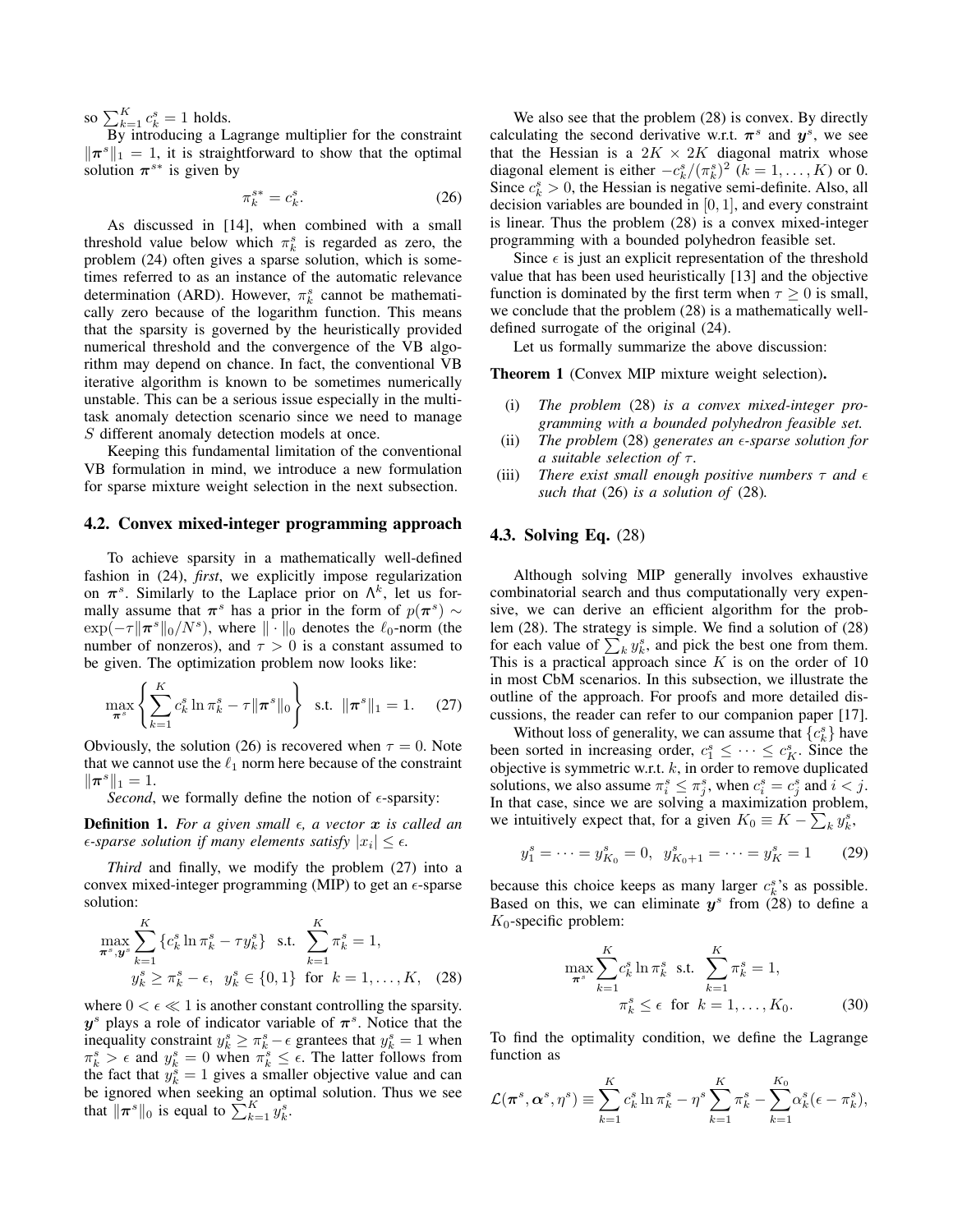so $\sum_{k=1}^{K} c_k^s = 1$ holds.

By introducing a Lagrange multiplier for the constraint $\|\boldsymbol{\pi}^s\|_1 = 1$, it is straightforward to show that the optimal solution $\boldsymbol{\pi}^{s*}$ is given by

$$\pi_k^{s*} = c_k^s. \tag{26}$$

As discussed in [14], when combined with a small threshold value below which $\pi_k^s$ is regarded as zero, the problem (24) often gives a sparse solution, which is sometimes referred to as an instance of the automatic relevance determination (ARD). However, $\pi_k^s$ cannot be mathematically zero because of the logarithm function. This means that the sparsity is governed by the heuristically provided numerical threshold and the convergence of the VB algorithm may depend on chance. In fact, the conventional VB iterative algorithm is known to be sometimes numerically unstable. This can be a serious issue especially in the multi-task anomaly detection scenario since we need to manage $S$ different anomaly detection models at once.

Keeping this fundamental limitation of the conventional VB formulation in mind, we introduce a new formulation for sparse mixture weight selection in the next subsection.

## 4.2. Convex mixed-integer programming approach

To achieve sparsity in a mathematically well-defined fashion in (24), *first*, we explicitly impose regularization on $\boldsymbol{\pi}^s$. Similarly to the Laplace prior on $\Lambda^k$, let us formally assume that $\boldsymbol{\pi}^s$ has a prior in the form of $p(\boldsymbol{\pi}^s) \sim \exp(-\tau\|\boldsymbol{\pi}^s\|_0/N^s)$, where $\|\cdot\|_0$ denotes the $\ell_0$-norm (the number of nonzeros), and $\tau > 0$ is a constant assumed to be given. The optimization problem now looks like:

$$\max_{\boldsymbol{\pi}^s} \left\{ \sum_{k=1}^{K} c_k^s \ln \pi_k^s - \tau \|\boldsymbol{\pi}^s\|_0 \right\} \quad \text{s.t.} \quad \|\boldsymbol{\pi}^s\|_1 = 1. \tag{27}$$

Obviously, the solution (26) is recovered when $\tau = 0$. Note that we cannot use the $\ell_1$ norm here because of the constraint $\|\boldsymbol{\pi}^s\|_1 = 1$.

*Second*, we formally define the notion of $\epsilon$-sparsity:

**Definition 1.** *For a given small $\epsilon$, a vector $\boldsymbol{x}$ is called an $\epsilon$-sparse solution if many elements satisfy $|x_i| \leq \epsilon$.*

*Third* and finally, we modify the problem (27) into a convex mixed-integer programming (MIP) to get an $\epsilon$-sparse solution:

$$\begin{aligned} \max_{\boldsymbol{\pi}^s, \boldsymbol{y}^s} \sum_{k=1}^{K} \{ c_k^s \ln \pi_k^s - \tau y_k^s \} \quad &\text{s.t.} \quad \sum_{k=1}^{K} \pi_k^s = 1, \\ y_k^s \geq \pi_k^s - \epsilon, \quad y_k^s \in \{0, 1\} \quad &\text{for} \quad k = 1, \ldots, K, \end{aligned} \tag{28}$$

where $0 < \epsilon \ll 1$ is another constant controlling the sparsity. $\boldsymbol{y}^s$ plays a role of indicator variable of $\boldsymbol{\pi}^s$. Notice that the inequality constraint $y_k^s \geq \pi_k^s - \epsilon$ grantees that $y_k^s = 1$ when $\pi_k^s > \epsilon$ and $y_k^s = 0$ when $\pi_k^s \leq \epsilon$. The latter follows from the fact that $y_k^s = 1$ gives a smaller objective value and can be ignored when seeking an optimal solution. Thus we see that $\|\boldsymbol{\pi}^s\|_0$ is equal to $\sum_{k=1}^{K} y_k^s$.

We also see that the problem (28) is convex. By directly calculating the second derivative w.r.t. $\boldsymbol{\pi}^s$ and $\boldsymbol{y}^s$, we see that the Hessian is a $2K \times 2K$ diagonal matrix whose diagonal element is either $-c_k^s/(\pi_k^s)^2$ $(k = 1, \ldots, K)$ or 0. Since $c_k^s > 0$, the Hessian is negative semi-definite. Also, all decision variables are bounded in $[0, 1]$, and every constraint is linear. Thus the problem (28) is a convex mixed-integer programming with a bounded polyhedron feasible set.

Since $\epsilon$ is just an explicit representation of the threshold value that has been used heuristically [13] and the objective function is dominated by the first term when $\tau \geq 0$ is small, we conclude that the problem (28) is a mathematically well-defined surrogate of the original (24).

Let us formally summarize the above discussion:

**Theorem 1** (Convex MIP mixture weight selection)**.**

- (i) *The problem* (28) *is a convex mixed-integer programming with a bounded polyhedron feasible set.*
- (ii) *The problem* (28) *generates an $\epsilon$-sparse solution for a suitable selection of $\tau$.*
- (iii) *There exist small enough positive numbers $\tau$ and $\epsilon$ such that* (26) *is a solution of* (28)*.*

## 4.3. Solving Eq. (28)

Although solving MIP generally involves exhaustive combinatorial search and thus computationally very expensive, we can derive an efficient algorithm for the problem (28). The strategy is simple. We find a solution of (28) for each value of $\sum_k y_k^s$, and pick the best one from them. This is a practical approach since $K$ is on the order of 10 in most CbM scenarios. In this subsection, we illustrate the outline of the approach. For proofs and more detailed discussions, the reader can refer to our companion paper [17].

Without loss of generality, we can assume that $\{c_k^s\}$ have been sorted in increasing order, $c_1^s \leq \cdots \leq c_K^s$. Since the objective is symmetric w.r.t. $k$, in order to remove duplicated solutions, we also assume $\pi_i^s \leq \pi_j^s$, when $c_i^s = c_j^s$ and $i < j$. In that case, since we are solving a maximization problem, we intuitively expect that, for a given $K_0 \equiv K - \sum_k y_k^s$,

$$y_1^s = \cdots = y_{K_0}^s = 0, \quad y_{K_0+1}^s = \cdots = y_K^s = 1 \tag{29}$$

because this choice keeps as many larger $c_k^s$'s as possible. Based on this, we can eliminate $\boldsymbol{y}^s$ from (28) to define a $K_0$-specific problem:

$$\begin{aligned} \max_{\boldsymbol{\pi}^s} \sum_{k=1}^{K} c_k^s \ln \pi_k^s \quad &\text{s.t.} \quad \sum_{k=1}^{K} \pi_k^s = 1, \\ \pi_k^s \leq \epsilon \quad &\text{for} \quad k = 1, \ldots, K_0. \end{aligned} \tag{30}$$

To find the optimality condition, we define the Lagrange function as

$$\mathcal{L}(\boldsymbol{\pi}^s, \boldsymbol{\alpha}^s, \eta^s) \equiv \sum_{k=1}^{K} c_k^s \ln \pi_k^s - \eta^s \sum_{k=1}^{K} \pi_k^s - \sum_{k=1}^{K_0} \alpha_k^s (\epsilon - \pi_k^s),$$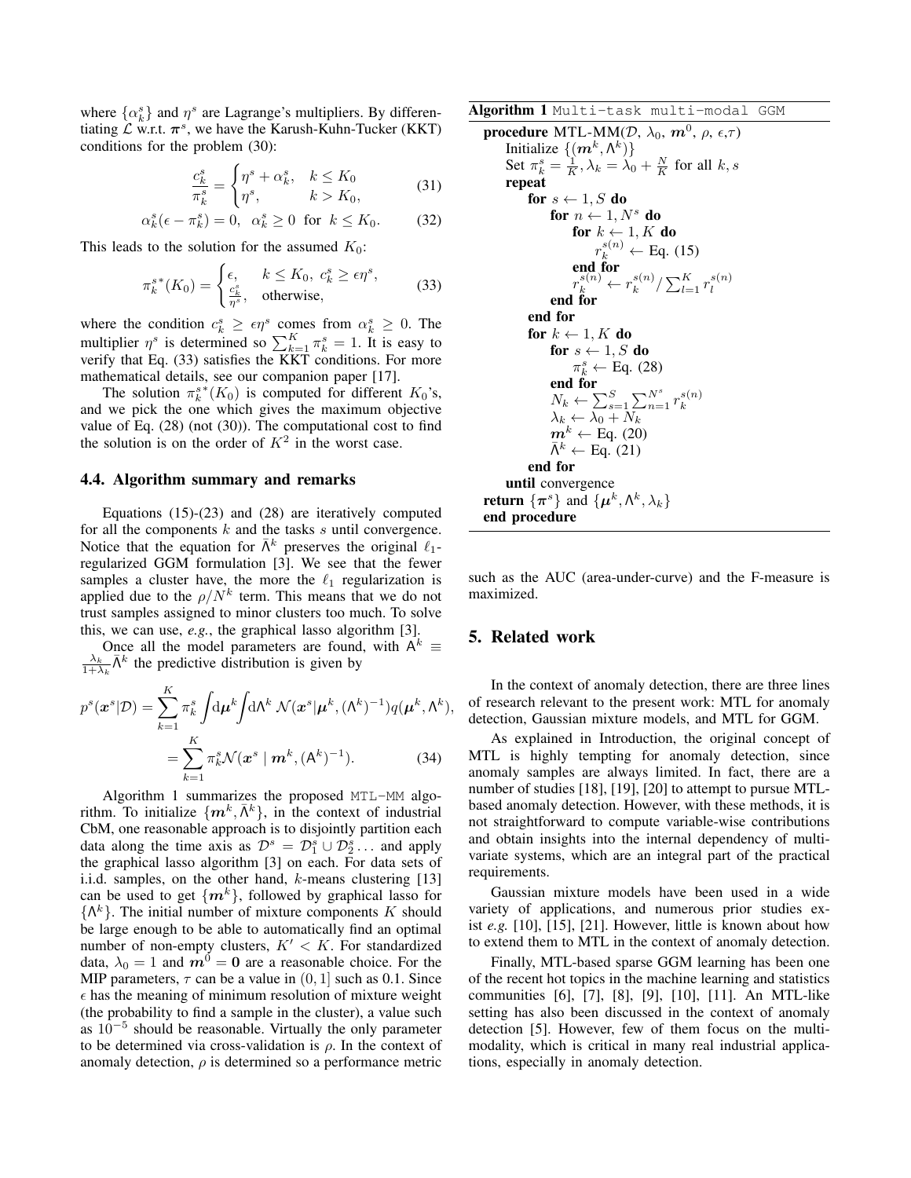where $\{\alpha_k^s\}$ and $\eta^s$ are Lagrange's multipliers. By differentiating $\mathcal{L}$ w.r.t. $\boldsymbol{\pi}^s$, we have the Karush-Kuhn-Tucker (KKT) conditions for the problem (30):

$$\frac{c_k^s}{\pi_k^s} = \begin{cases} \eta^s + \alpha_k^s, & k \leq K_0 \\ \eta^s, & k > K_0, \end{cases} \tag{31}$$

$$\alpha_k^s(\epsilon - \pi_k^s) = 0, \;\; \alpha_k^s \geq 0 \;\; \text{for} \;\; k \leq K_0. \tag{32}$$

This leads to the solution for the assumed $K_0$:

$$\pi_k^{s*}(K_0) = \begin{cases} \epsilon, & k \leq K_0, \; c_k^s \geq \epsilon\eta^s, \\ \frac{c_k^s}{\eta^s}, & \text{otherwise}, \end{cases} \tag{33}$$

where the condition $c_k^s \geq \epsilon\eta^s$ comes from $\alpha_k^s \geq 0$. The multiplier $\eta^s$ is determined so $\sum_{k=1}^K \pi_k^s = 1$. It is easy to verify that Eq. (33) satisfies the KKT conditions. For more mathematical details, see our companion paper [17].

The solution $\pi_k^{s*}(K_0)$ is computed for different $K_0$'s, and we pick the one which gives the maximum objective value of Eq. (28) (not (30)). The computational cost to find the solution is on the order of $K^2$ in the worst case.

### 4.4. Algorithm summary and remarks

Equations (15)-(23) and (28) are iteratively computed for all the components $k$ and the tasks $s$ until convergence. Notice that the equation for $\bar{\Lambda}^k$ preserves the original $\ell_1$-regularized GGM formulation [3]. We see that the fewer samples a cluster have, the more the $\ell_1$ regularization is applied due to the $\rho/N^k$ term. This means that we do not trust samples assigned to minor clusters too much. To solve this, we can use, *e.g.*, the graphical lasso algorithm [3].

Once all the model parameters are found, with $\mathsf{A}^k \equiv \frac{\lambda_k}{1+\lambda_k}\bar{\Lambda}^k$ the predictive distribution is given by

$$p^s(\boldsymbol{x}^s|\mathcal{D}) = \sum_{k=1}^K \pi_k^s \int d\boldsymbol{\mu}^k \int d\Lambda^k \, \mathcal{N}(\boldsymbol{x}^s|\boldsymbol{\mu}^k, (\Lambda^k)^{-1}) q(\boldsymbol{\mu}^k, \Lambda^k),$$

$$= \sum_{k=1}^K \pi_k^s \mathcal{N}(\boldsymbol{x}^s \mid \boldsymbol{m}^k, (\mathsf{A}^k)^{-1}). \tag{34}$$

Algorithm 1 summarizes the proposed `MTL-MM` algorithm. To initialize $\{\boldsymbol{m}^k, \bar{\Lambda}^k\}$, in the context of industrial CbM, one reasonable approach is to disjointly partition each data along the time axis as $\mathcal{D}^s = \mathcal{D}_1^s \cup \mathcal{D}_2^s \ldots$ and apply the graphical lasso algorithm [3] on each. For data sets of i.i.d. samples, on the other hand, $k$-means clustering [13] can be used to get $\{\boldsymbol{m}^k\}$, followed by graphical lasso for $\{\Lambda^k\}$. The initial number of mixture components $K$ should be large enough to be able to automatically find an optimal number of non-empty clusters, $K' < K$. For standardized data, $\lambda_0 = 1$ and $\boldsymbol{m}^0 = \boldsymbol{0}$ are a reasonable choice. For the MIP parameters, $\tau$ can be a value in $(0, 1]$ such as 0.1. Since $\epsilon$ has the meaning of minimum resolution of mixture weight (the probability to find a sample in the cluster), a value such as $10^{-5}$ should be reasonable. Virtually the only parameter to be determined via cross-validation is $\rho$. In the context of anomaly detection, $\rho$ is determined so a performance metric such as the AUC (area-under-curve) and the F-measure is maximized.

**Algorithm 1** `Multi-task multi-modal GGM`

**procedure** MTL-MM($\mathcal{D}$, $\lambda_0$, $\boldsymbol{m}^0$, $\rho$, $\epsilon$,$\tau$)
  Initialize $\{(\boldsymbol{m}^k, \Lambda^k)\}$
  Set $\pi_k^s = \frac{1}{K}, \lambda_k = \lambda_0 + \frac{N}{K}$ for all $k, s$
  **repeat**
    **for** $s \leftarrow 1, S$ **do**
      **for** $n \leftarrow 1, N^s$ **do**
        **for** $k \leftarrow 1, K$ **do**
          $r_k^{s(n)} \leftarrow$ Eq. (15)
        **end for**
        $r_k^{s(n)} \leftarrow r_k^{s(n)} / \sum_{l=1}^K r_l^{s(n)}$
      **end for**
    **end for**
    **for** $k \leftarrow 1, K$ **do**
      **for** $s \leftarrow 1, S$ **do**
        $\pi_k^s \leftarrow$ Eq. (28)
      **end for**
      $N_k \leftarrow \sum_{s=1}^S \sum_{n=1}^{N^s} r_k^{s(n)}$
      $\lambda_k \leftarrow \lambda_0 + N_k$
      $\boldsymbol{m}^k \leftarrow$ Eq. (20)
      $\bar{\Lambda}^k \leftarrow$ Eq. (21)
    **end for**
  **until** convergence
**return** $\{\boldsymbol{\pi}^s\}$ and $\{\boldsymbol{\mu}^k, \Lambda^k, \lambda_k\}$
**end procedure**

## 5. Related work

In the context of anomaly detection, there are three lines of research relevant to the present work: MTL for anomaly detection, Gaussian mixture models, and MTL for GGM.

As explained in Introduction, the original concept of MTL is highly tempting for anomaly detection, since anomaly samples are always limited. In fact, there are a number of studies [18], [19], [20] to attempt to pursue MTL-based anomaly detection. However, with these methods, it is not straightforward to compute variable-wise contributions and obtain insights into the internal dependency of multivariate systems, which are an integral part of the practical requirements.

Gaussian mixture models have been used in a wide variety of applications, and numerous prior studies exist *e.g.* [10], [15], [21]. However, little is known about how to extend them to MTL in the context of anomaly detection.

Finally, MTL-based sparse GGM learning has been one of the recent hot topics in the machine learning and statistics communities [6], [7], [8], [9], [10], [11]. An MTL-like setting has also been discussed in the context of anomaly detection [5]. However, few of them focus on the multi-modality, which is critical in many real industrial applications, especially in anomaly detection.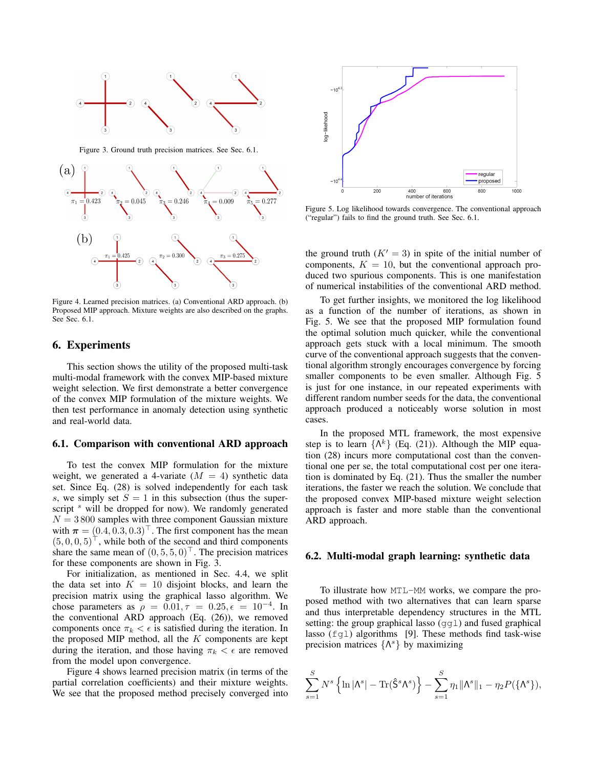Figure 3. Ground truth precision matrices. See Sec. 6.1.

Figure 4. Learned precision matrices. (a) Conventional ARD approach. (b) Proposed MIP approach. Mixture weights are also described on the graphs. See Sec. 6.1.

## 6. Experiments

This section shows the utility of the proposed multi-task multi-modal framework with the convex MIP-based mixture weight selection. We first demonstrate a better convergence of the convex MIP formulation of the mixture weights. We then test performance in anomaly detection using synthetic and real-world data.

### 6.1. Comparison with conventional ARD approach

To test the convex MIP formulation for the mixture weight, we generated a 4-variate ($M = 4$) synthetic data set. Since Eq. (28) is solved independently for each task $s$, we simply set $S = 1$ in this subsection (thus the superscript $^s$ will be dropped for now). We randomly generated $N = 3\,800$ samples with three component Gaussian mixture with $\boldsymbol{\pi} = (0.4, 0.3, 0.3)^\top$. The first component has the mean $(5, 0, 0, 5)^\top$, while both of the second and third components share the same mean of $(0, 5, 5, 0)^\top$. The precision matrices for these components are shown in Fig. 3.

For initialization, as mentioned in Sec. 4.4, we split the data set into $K = 10$ disjoint blocks, and learn the precision matrix using the graphical lasso algorithm. We chose parameters as $\rho = 0.01, \tau = 0.25, \epsilon = 10^{-4}$. In the conventional ARD approach (Eq. (26)), we removed components once $\pi_k < \epsilon$ is satisfied during the iteration. In the proposed MIP method, all the $K$ components are kept during the iteration, and those having $\pi_k < \epsilon$ are removed from the model upon convergence.

Figure 4 shows learned precision matrix (in terms of the partial correlation coefficients) and their mixture weights. We see that the proposed method precisely converged into the ground truth ($K' = 3$) in spite of the initial number of components, $K = 10$, but the conventional approach produced two spurious components. This is one manifestation of numerical instabilities of the conventional ARD method.

Figure 5. Log likelihood towards convergence. The conventional approach ("regular") fails to find the ground truth. See Sec. 6.1.

To get further insights, we monitored the log likelihood as a function of the number of iterations, as shown in Fig. 5. We see that the proposed MIP formulation found the optimal solution much quicker, while the conventional approach gets stuck with a local minimum. The smooth curve of the conventional approach suggests that the conventional algorithm strongly encourages convergence by forcing smaller components to be even smaller. Although Fig. 5 is just for one instance, in our repeated experiments with different random number seeds for the data, the conventional approach produced a noticeably worse solution in most cases.

In the proposed MTL framework, the most expensive step is to learn $\{\Lambda^k\}$ (Eq. (21)). Although the MIP equation (28) incurs more computational cost than the conventional one per se, the total computational cost per one iteration is dominated by Eq. (21). Thus the smaller the number iterations, the faster we reach the solution. We conclude that the proposed convex MIP-based mixture weight selection approach is faster and more stable than the conventional ARD approach.

### 6.2. Multi-modal graph learning: synthetic data

To illustrate how `MTL-MM` works, we compare the proposed method with two alternatives that can learn sparse and thus interpretable dependency structures in the MTL setting: the group graphical lasso (`ggl`) and fused graphical lasso (`fgl`) algorithms [9]. These methods find task-wise precision matrices $\{\Lambda^s\}$ by maximizing

$$\sum_{s=1}^{S} N^s \left\{ \ln |\Lambda^s| - \mathrm{Tr}(\hat{\mathsf{S}}^s \Lambda^s) \right\} - \sum_{s=1}^{S} \eta_1 \|\Lambda^s\|_1 - \eta_2 P(\{\Lambda^s\}),$$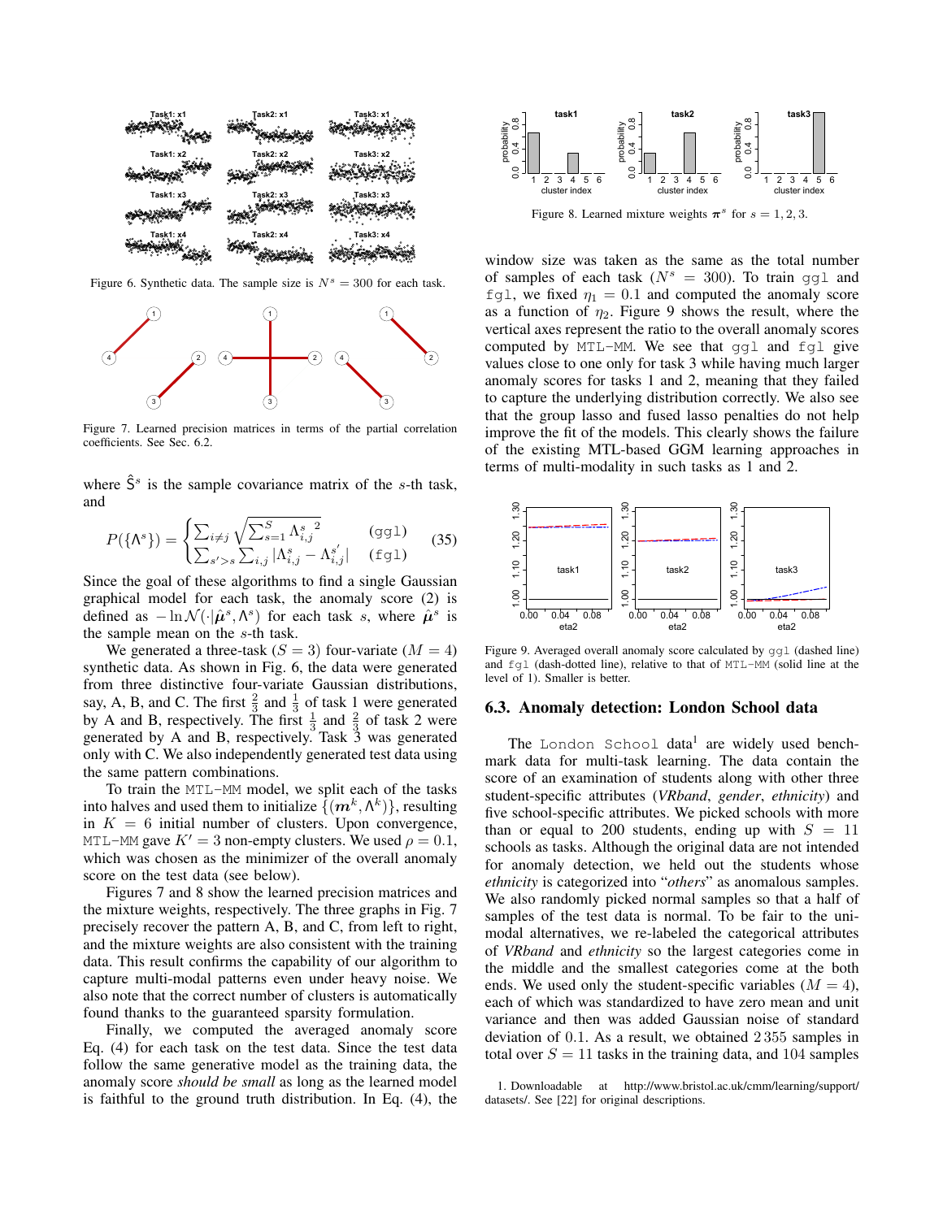Figure 6. Synthetic data. The sample size is $N^s = 300$ for each task.

Figure 7. Learned precision matrices in terms of the partial correlation coefficients. See Sec. 6.2.

where $\hat{\mathsf{S}}^s$ is the sample covariance matrix of the $s$-th task, and

$$P(\{\Lambda^s\}) = \begin{cases} \sum_{i \neq j} \sqrt{\sum_{s=1}^{S} {\Lambda_{i,j}^s}^2} & (\texttt{ggl}) \\ \sum_{s' > s} \sum_{i,j} |\Lambda_{i,j}^s - \Lambda_{i,j}^{s'}| & (\texttt{fgl}) \end{cases} \quad (35)$$

Since the goal of these algorithms to find a single Gaussian graphical model for each task, the anomaly score (2) is defined as $-\ln \mathcal{N}(\cdot|\hat{\boldsymbol{\mu}}^s, \Lambda^s)$ for each task $s$, where $\hat{\boldsymbol{\mu}}^s$ is the sample mean on the $s$-th task.

We generated a three-task ($S = 3$) four-variate ($M = 4$) synthetic data. As shown in Fig. 6, the data were generated from three distinctive four-variate Gaussian distributions, say, A, B, and C. The first $\frac{2}{3}$ and $\frac{1}{3}$ of task 1 were generated by A and B, respectively. The first $\frac{1}{3}$ and $\frac{2}{3}$ of task 2 were generated by A and B, respectively. Task 3 was generated only with C. We also independently generated test data using the same pattern combinations.

To train the MTL-MM model, we split each of the tasks into halves and used them to initialize $\{(\boldsymbol{m}^k, \Lambda^k)\}$, resulting in $K = 6$ initial number of clusters. Upon convergence, MTL-MM gave $K' = 3$ non-empty clusters. We used $\rho = 0.1$, which was chosen as the minimizer of the overall anomaly score on the test data (see below).

Figures 7 and 8 show the learned precision matrices and the mixture weights, respectively. The three graphs in Fig. 7 precisely recover the pattern A, B, and C, from left to right, and the mixture weights are also consistent with the training data. This result confirms the capability of our algorithm to capture multi-modal patterns even under heavy noise. We also note that the correct number of clusters is automatically found thanks to the guaranteed sparsity formulation.

Finally, we computed the averaged anomaly score Eq. (4) for each task on the test data. Since the test data follow the same generative model as the training data, the anomaly score *should be small* as long as the learned model is faithful to the ground truth distribution. In Eq. (4), the window size was taken as the same as the total number of samples of each task ($N^s = 300$). To train ggl and fgl, we fixed $\eta_1 = 0.1$ and computed the anomaly score as a function of $\eta_2$. Figure 9 shows the result, where the vertical axes represent the ratio to the overall anomaly scores computed by MTL-MM. We see that ggl and fgl give values close to one only for task 3 while having much larger anomaly scores for tasks 1 and 2, meaning that they failed to capture the underlying distribution correctly. We also see that the group lasso and fused lasso penalties do not help improve the fit of the models. This clearly shows the failure of the existing MTL-based GGM learning approaches in terms of multi-modality in such tasks as 1 and 2.

Figure 8. Learned mixture weights $\boldsymbol{\pi}^s$ for $s = 1, 2, 3$.

Figure 9. Averaged overall anomaly score calculated by ggl (dashed line) and fgl (dash-dotted line), relative to that of MTL-MM (solid line at the level of 1). Smaller is better.

### 6.3. Anomaly detection: London School data

The London School data[1] are widely used benchmark data for multi-task learning. The data contain the score of an examination of students along with other three student-specific attributes (*VRband*, *gender*, *ethnicity*) and five school-specific attributes. We picked schools with more than or equal to 200 students, ending up with $S = 11$ schools as tasks. Although the original data are not intended for anomaly detection, we held out the students whose *ethnicity* is categorized into "*others*" as anomalous samples. We also randomly picked normal samples so that a half of samples of the test data is normal. To be fair to the uni-modal alternatives, we re-labeled the categorical attributes of *VRband* and *ethnicity* so the largest categories come in the middle and the smallest categories come at the both ends. We used only the student-specific variables ($M = 4$), each of which was standardized to have zero mean and unit variance and then was added Gaussian noise of standard deviation of 0.1. As a result, we obtained 2 355 samples in total over $S = 11$ tasks in the training data, and 104 samples

1. Downloadable at http://www.bristol.ac.uk/cmm/learning/support/datasets/. See [22] for original descriptions.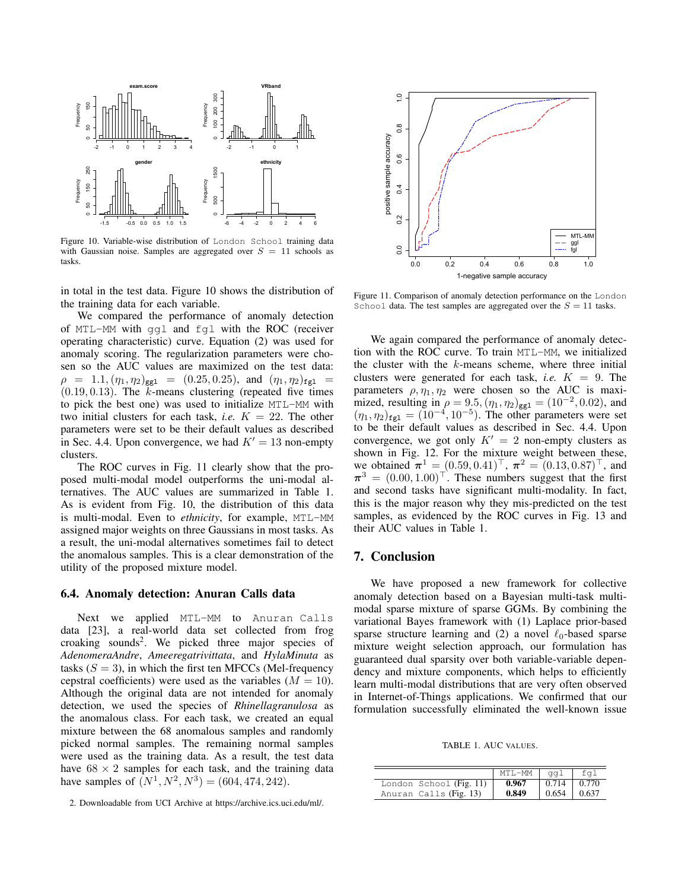Figure 10. Variable-wise distribution of London School training data with Gaussian noise. Samples are aggregated over $S = 11$ schools as tasks.

Figure 11. Comparison of anomaly detection performance on the London School data. The test samples are aggregated over the $S = 11$ tasks.

in total in the test data. Figure 10 shows the distribution of the training data for each variable.

We compared the performance of anomaly detection of MTL-MM with ggl and fgl with the ROC (receiver operating characteristic) curve. Equation (2) was used for anomaly scoring. The regularization parameters were chosen so the AUC values are maximized on the test data: $\rho = 1.1, (\eta_1, \eta_2)_{\texttt{ggl}} = (0.25, 0.25)$, and $(\eta_1, \eta_2)_{\texttt{fgl}} = (0.19, 0.13)$. The $k$-means clustering (repeated five times to pick the best one) was used to initialize MTL-MM with two initial clusters for each task, *i.e.* $K = 22$. The other parameters were set to be their default values as described in Sec. 4.4. Upon convergence, we had $K' = 13$ non-empty clusters.

The ROC curves in Fig. 11 clearly show that the proposed multi-modal model outperforms the uni-modal alternatives. The AUC values are summarized in Table 1. As is evident from Fig. 10, the distribution of this data is multi-modal. Even to *ethnicity*, for example, MTL-MM assigned major weights on three Gaussians in most tasks. As a result, the uni-modal alternatives sometimes fail to detect the anomalous samples. This is a clear demonstration of the utility of the proposed mixture model.

### 6.4. Anomaly detection: Anuran Calls data

Next we applied MTL-MM to Anuran Calls data [23], a real-world data set collected from frog croaking sounds[2]. We picked three major species of *AdenomeraAndre*, *Ameeregatrivittata*, and *HylaMinuta* as tasks ($S = 3$), in which the first ten MFCCs (Mel-frequency cepstral coefficients) were used as the variables ($M = 10$). Although the original data are not intended for anomaly detection, we used the species of *Rhinellagranulosa* as the anomalous class. For each task, we created an equal mixture between the 68 anomalous samples and randomly picked normal samples. The remaining normal samples were used as the training data. As a result, the test data have $68 \times 2$ samples for each task, and the training data have samples of $(N^1, N^2, N^3) = (604, 474, 242)$.

2. Downloadable from UCI Archive at https://archive.ics.uci.edu/ml/.

We again compared the performance of anomaly detection with the ROC curve. To train MTL-MM, we initialized the cluster with the $k$-means scheme, where three initial clusters were generated for each task, *i.e.* $K = 9$. The parameters $\rho, \eta_1, \eta_2$ were chosen so that the AUC is maximized, resulting in $\rho = 9.5, (\eta_1, \eta_2)_{\texttt{ggl}} = (10^{-2}, 0.02)$, and $(\eta_1, \eta_2)_{\texttt{fgl}} = (10^{-4}, 10^{-5})$. The other parameters were set to be their default values as described in Sec. 4.4. Upon convergence, we got only $K' = 2$ non-empty clusters as shown in Fig. 12. For the mixture weight between these, we obtained $\boldsymbol{\pi}^1 = (0.59, 0.41)^\top$, $\boldsymbol{\pi}^2 = (0.13, 0.87)^\top$, and $\boldsymbol{\pi}^3 = (0.00, 1.00)^\top$. These numbers suggest that the first and second tasks have significant multi-modality. In fact, this is the major reason why they mis-predicted on the test samples, as evidenced by the ROC curves in Fig. 13 and their AUC values in Table 1.

## 7. Conclusion

We have proposed a new framework for collective anomaly detection based on a Bayesian multi-task multi-modal sparse mixture of sparse GGMs. By combining the variational Bayes framework with (1) Laplace prior-based sparse structure learning and (2) a novel $\ell_0$-based sparse mixture weight selection approach, our formulation has guaranteed dual sparsity over both variable-variable dependency and mixture components, which helps to efficiently learn multi-modal distributions that are very often observed in Internet-of-Things applications. We confirmed that our formulation successfully eliminated the well-known issue

TABLE 1. AUC VALUES.

| | MTL-MM | ggl | fgl |
|---|---|---|---|
| London School (Fig. 11) | **0.967** | 0.714 | 0.770 |
| Anuran Calls (Fig. 13) | **0.849** | 0.654 | 0.637 |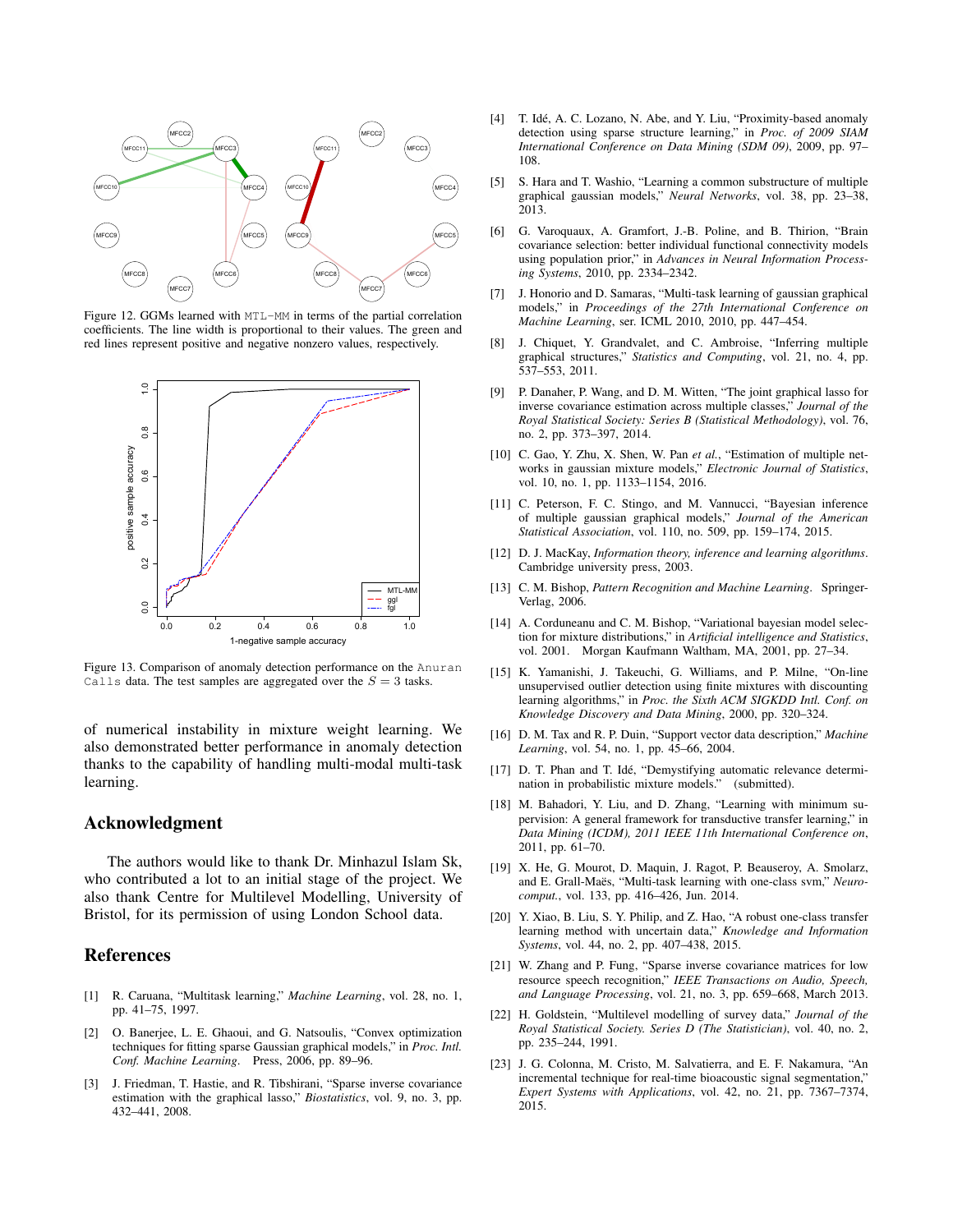MFCC2
MFCC11
MFCC3
MFCC10
MFCC4
MFCC9
MFCC5
MFCC8
MFCC6
MFCC7

MFCC2
MFCC11
MFCC3
MFCC10
MFCC4
MFCC9
MFCC5
MFCC8
MFCC6
MFCC7

Figure 12. GGMs learned with `MTL-MM` in terms of the partial correlation coefficients. The line width is proportional to their values. The green and red lines represent positive and negative nonzero values, respectively.

positive sample accuracy
0.0
0.2
0.4
0.6
0.8
1.0
1-negative sample accuracy
0.0
0.2
0.4
0.6
0.8
1.0
MTL-MM
ggl
fgl

Figure 13. Comparison of anomaly detection performance on the `Anuran Calls` data. The test samples are aggregated over the $S = 3$ tasks.

of numerical instability in mixture weight learning. We also demonstrated better performance in anomaly detection thanks to the capability of handling multi-modal multi-task learning.

## Acknowledgment

The authors would like to thank Dr. Minhazul Islam Sk, who contributed a lot to an initial stage of the project. We also thank Centre for Multilevel Modelling, University of Bristol, for its permission of using London School data.

## References

[1] R. Caruana, "Multitask learning," *Machine Learning*, vol. 28, no. 1, pp. 41–75, 1997.

[2] O. Banerjee, L. E. Ghaoui, and G. Natsoulis, "Convex optimization techniques for fitting sparse Gaussian graphical models," in *Proc. Intl. Conf. Machine Learning*. Press, 2006, pp. 89–96.

[3] J. Friedman, T. Hastie, and R. Tibshirani, "Sparse inverse covariance estimation with the graphical lasso," *Biostatistics*, vol. 9, no. 3, pp. 432–441, 2008.

[4] T. Idé, A. C. Lozano, N. Abe, and Y. Liu, "Proximity-based anomaly detection using sparse structure learning," in *Proc. of 2009 SIAM International Conference on Data Mining (SDM 09)*, 2009, pp. 97–108.

[5] S. Hara and T. Washio, "Learning a common substructure of multiple graphical gaussian models," *Neural Networks*, vol. 38, pp. 23–38, 2013.

[6] G. Varoquaux, A. Gramfort, J.-B. Poline, and B. Thirion, "Brain covariance selection: better individual functional connectivity models using population prior," in *Advances in Neural Information Processing Systems*, 2010, pp. 2334–2342.

[7] J. Honorio and D. Samaras, "Multi-task learning of gaussian graphical models," in *Proceedings of the 27th International Conference on Machine Learning*, ser. ICML 2010, 2010, pp. 447–454.

[8] J. Chiquet, Y. Grandvalet, and C. Ambroise, "Inferring multiple graphical structures," *Statistics and Computing*, vol. 21, no. 4, pp. 537–553, 2011.

[9] P. Danaher, P. Wang, and D. M. Witten, "The joint graphical lasso for inverse covariance estimation across multiple classes," *Journal of the Royal Statistical Society: Series B (Statistical Methodology)*, vol. 76, no. 2, pp. 373–397, 2014.

[10] C. Gao, Y. Zhu, X. Shen, W. Pan *et al.*, "Estimation of multiple networks in gaussian mixture models," *Electronic Journal of Statistics*, vol. 10, no. 1, pp. 1133–1154, 2016.

[11] C. Peterson, F. C. Stingo, and M. Vannucci, "Bayesian inference of multiple gaussian graphical models," *Journal of the American Statistical Association*, vol. 110, no. 509, pp. 159–174, 2015.

[12] D. J. MacKay, *Information theory, inference and learning algorithms*. Cambridge university press, 2003.

[13] C. M. Bishop, *Pattern Recognition and Machine Learning*. Springer-Verlag, 2006.

[14] A. Corduneanu and C. M. Bishop, "Variational bayesian model selection for mixture distributions," in *Artificial intelligence and Statistics*, vol. 2001. Morgan Kaufmann Waltham, MA, 2001, pp. 27–34.

[15] K. Yamanishi, J. Takeuchi, G. Williams, and P. Milne, "On-line unsupervised outlier detection using finite mixtures with discounting learning algorithms," in *Proc. the Sixth ACM SIGKDD Intl. Conf. on Knowledge Discovery and Data Mining*, 2000, pp. 320–324.

[16] D. M. Tax and R. P. Duin, "Support vector data description," *Machine Learning*, vol. 54, no. 1, pp. 45–66, 2004.

[17] D. T. Phan and T. Idé, "Demystifying automatic relevance determination in probabilistic mixture models," (submitted).

[18] M. Bahadori, Y. Liu, and D. Zhang, "Learning with minimum supervision: A general framework for transductive transfer learning," in *Data Mining (ICDM), 2011 IEEE 11th International Conference on*, 2011, pp. 61–70.

[19] X. He, G. Mourot, D. Maquin, J. Ragot, P. Beauseroy, A. Smolarz, and E. Grall-Maës, "Multi-task learning with one-class svm," *Neurocomput.*, vol. 133, pp. 416–426, Jun. 2014.

[20] Y. Xiao, B. Liu, S. Y. Philip, and Z. Hao, "A robust one-class transfer learning method with uncertain data," *Knowledge and Information Systems*, vol. 44, no. 2, pp. 407–438, 2015.

[21] W. Zhang and P. Fung, "Sparse inverse covariance matrices for low resource speech recognition," *IEEE Transactions on Audio, Speech, and Language Processing*, vol. 21, no. 3, pp. 659–668, March 2013.

[22] H. Goldstein, "Multilevel modelling of survey data," *Journal of the Royal Statistical Society. Series D (The Statistician)*, vol. 40, no. 2, pp. 235–244, 1991.

[23] J. G. Colonna, M. Cristo, M. Salvatierra, and E. F. Nakamura, "An incremental technique for real-time bioacoustic signal segmentation," *Expert Systems with Applications*, vol. 42, no. 21, pp. 7367–7374, 2015.